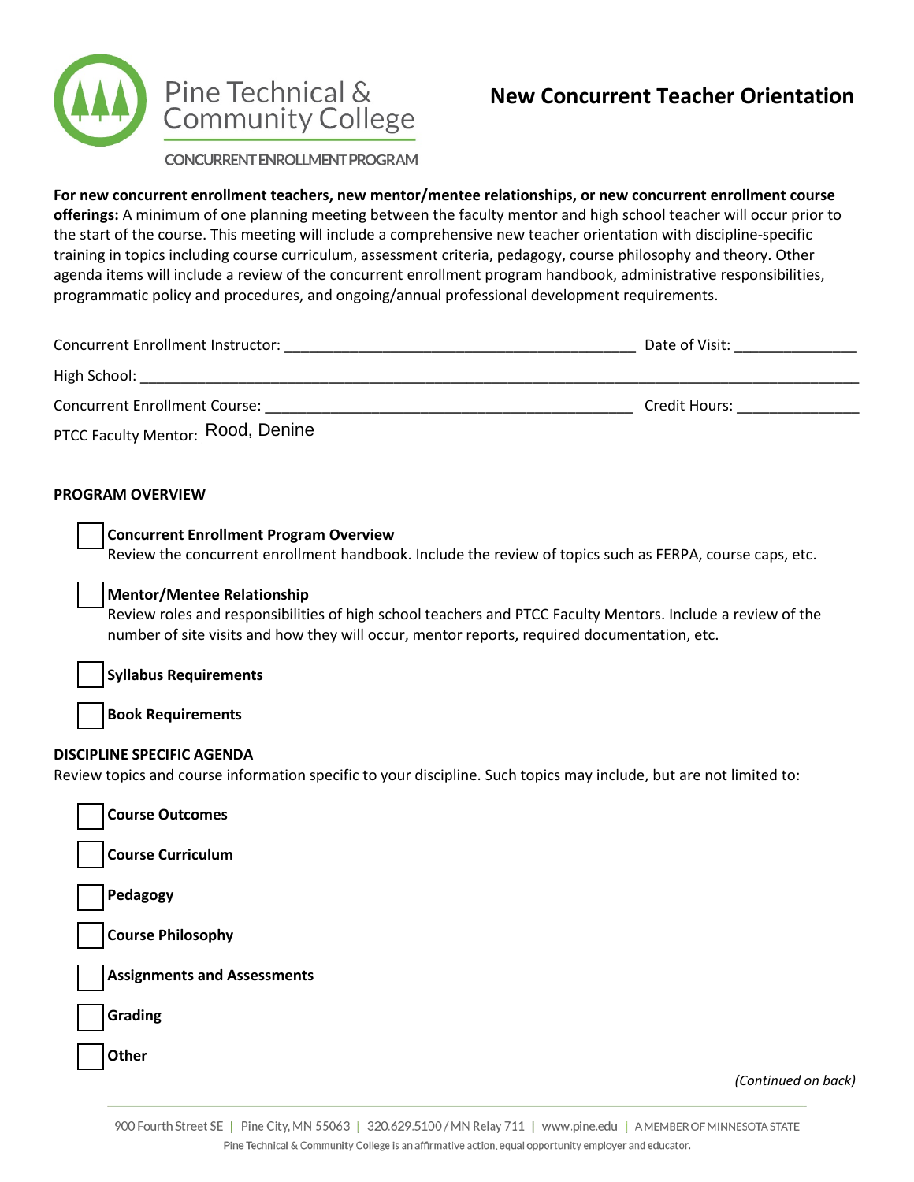Pine Technical & Community College

CONCURRENT ENROLLMENT PROGRAM

# New Concurrent Teacher Orientation

**For new concurrent enrollment teachers, new mentor/mentee relationships, or new concurrent enrollment course offerings:** A minimum of one planning meeting between the faculty mentor and high school teacher will occur prior to the start of the course. This meeting will include a comprehensive new teacher orientation with discipline-specific training in topics including course curriculum, assessment criteria, pedagogy, course philosophy and theory. Other agenda items will include a review of the concurrent enrollment program handbook, administrative responsibilities, programmatic policy and procedures, and ongoing/annual professional development requirements.

Concurrent Enrollment Instructor: ____________________________________________ Date of Visit: _______________

High School: ______________________________________________________________________________________

Concurrent Enrollment Course: ______________________________________________ Credit Hours: _______________

PTCC Faculty Mentor: Rood, Denine

## PROGRAM OVERVIEW

- [ ] **Concurrent Enrollment Program Overview**
  Review the concurrent enrollment handbook. Include the review of topics such as FERPA, course caps, etc.

- [ ] **Mentor/Mentee Relationship**
  Review roles and responsibilities of high school teachers and PTCC Faculty Mentors. Include a review of the number of site visits and how they will occur, mentor reports, required documentation, etc.

- [ ] **Syllabus Requirements**

- [ ] **Book Requirements**

## DISCIPLINE SPECIFIC AGENDA

Review topics and course information specific to your discipline. Such topics may include, but are not limited to:

- [ ] **Course Outcomes**
- [ ] **Course Curriculum**
- [ ] **Pedagogy**
- [ ] **Course Philosophy**
- [ ] **Assignments and Assessments**
- [ ] **Grading**
- [ ] **Other**

*(Continued on back)*

900 Fourth Street SE | Pine City, MN 55063 | 320.629.5100 / MN Relay 711 | www.pine.edu | A MEMBER OF MINNESOTA STATE

Pine Technical & Community College is an affirmative action, equal opportunity employer and educator.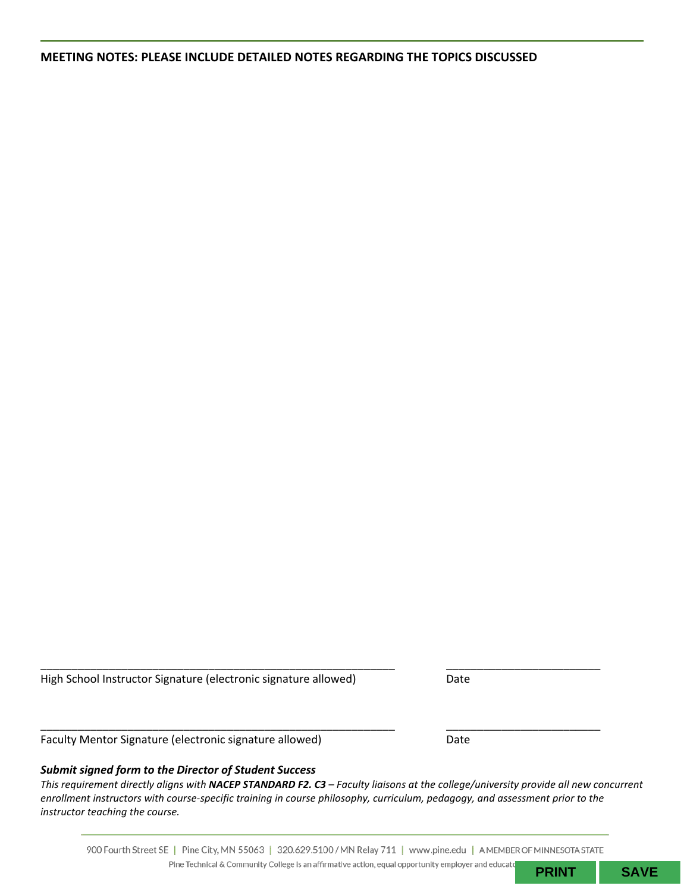**MEETING NOTES: PLEASE INCLUDE DETAILED NOTES REGARDING THE TOPICS DISCUSSED**

\_\_\_\_\_\_\_\_\_\_\_\_\_\_\_\_\_\_\_\_\_\_\_\_\_\_\_\_\_\_\_\_\_\_\_\_\_\_\_\_\_\_\_\_\_\_\_\_\_\_\_\_\_\_\_\_ \_\_\_\_\_\_\_\_\_\_\_\_\_\_\_\_\_\_\_\_\_\_\_\_\_

High School Instructor Signature (electronic signature allowed) Date

\_\_\_\_\_\_\_\_\_\_\_\_\_\_\_\_\_\_\_\_\_\_\_\_\_\_\_\_\_\_\_\_\_\_\_\_\_\_\_\_\_\_\_\_\_\_\_\_\_\_\_\_\_\_\_\_ \_\_\_\_\_\_\_\_\_\_\_\_\_\_\_\_\_\_\_\_\_\_\_\_\_

Faculty Mentor Signature (electronic signature allowed) Date

***Submit signed form to the Director of Student Success***

*This requirement directly aligns with **NACEP STANDARD F2. C3** – Faculty liaisons at the college/university provide all new concurrent enrollment instructors with course-specific training in course philosophy, curriculum, pedagogy, and assessment prior to the instructor teaching the course.*

900 Fourth Street SE | Pine City, MN 55063 | 320.629.5100 / MN Relay 711 | www.pine.edu | A MEMBER OF MINNESOTA STATE

Pine Technical & Community College is an affirmative action, equal opportunity employer and educato

PRINT SAVE